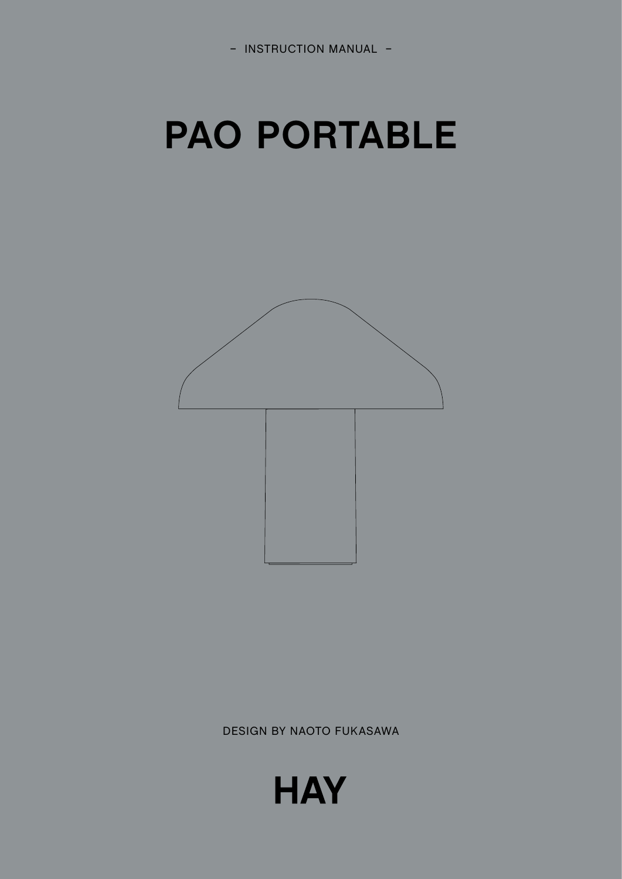– INSTRUCTION MANUAL –

# PAO PORTABLE

DESIGN BY NAOTO FUKASAWA

HAY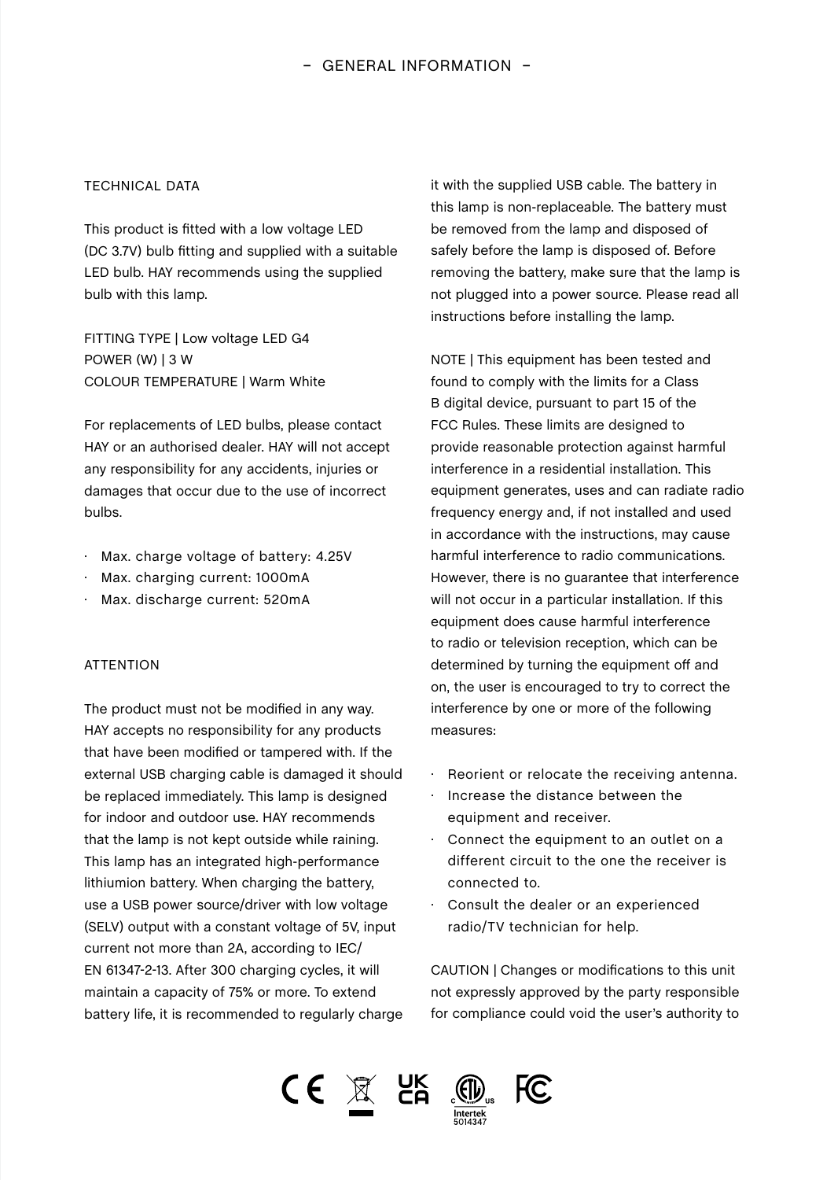# – GENERAL INFORMATION –

## TECHNICAL DATA

This product is fitted with a low voltage LED (DC 3.7V) bulb fitting and supplied with a suitable LED bulb. HAY recommends using the supplied bulb with this lamp.

FITTING TYPE | Low voltage LED G4
POWER (W) | 3 W
COLOUR TEMPERATURE | Warm White

For replacements of LED bulbs, please contact HAY or an authorised dealer. HAY will not accept any responsibility for any accidents, injuries or damages that occur due to the use of incorrect bulbs.

- Max. charge voltage of battery: 4.25V
- Max. charging current: 1000mA
- Max. discharge current: 520mA

## ATTENTION

The product must not be modified in any way. HAY accepts no responsibility for any products that have been modified or tampered with. If the external USB charging cable is damaged it should be replaced immediately. This lamp is designed for indoor and outdoor use. HAY recommends that the lamp is not kept outside while raining. This lamp has an integrated high-performance lithiumion battery. When charging the battery, use a USB power source/driver with low voltage (SELV) output with a constant voltage of 5V, input current not more than 2A, according to IEC/ EN 61347-2-13. After 300 charging cycles, it will maintain a capacity of 75% or more. To extend battery life, it is recommended to regularly charge it with the supplied USB cable. The battery in this lamp is non-replaceable. The battery must be removed from the lamp and disposed of safely before the lamp is disposed of. Before removing the battery, make sure that the lamp is not plugged into a power source. Please read all instructions before installing the lamp.

NOTE | This equipment has been tested and found to comply with the limits for a Class B digital device, pursuant to part 15 of the FCC Rules. These limits are designed to provide reasonable protection against harmful interference in a residential installation. This equipment generates, uses and can radiate radio frequency energy and, if not installed and used in accordance with the instructions, may cause harmful interference to radio communications. However, there is no guarantee that interference will not occur in a particular installation. If this equipment does cause harmful interference to radio or television reception, which can be determined by turning the equipment off and on, the user is encouraged to try to correct the interference by one or more of the following measures:

- Reorient or relocate the receiving antenna.
- Increase the distance between the equipment and receiver.
- Connect the equipment to an outlet on a different circuit to the one the receiver is connected to.
- Consult the dealer or an experienced radio/TV technician for help.

CAUTION | Changes or modifications to this unit not expressly approved by the party responsible for compliance could void the user's authority to

Intertek
5014347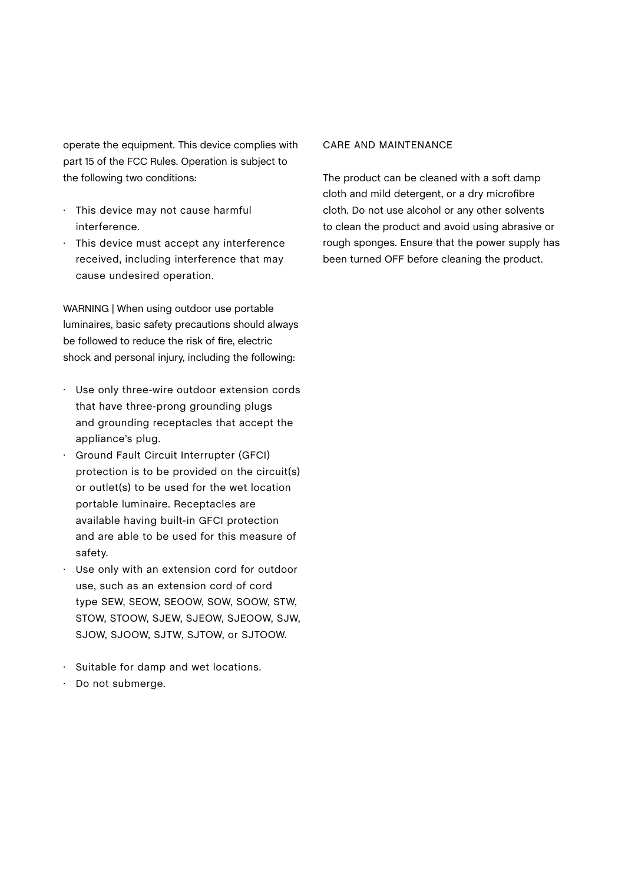operate the equipment. This device complies with part 15 of the FCC Rules. Operation is subject to the following two conditions:

- This device may not cause harmful interference.
- This device must accept any interference received, including interference that may cause undesired operation.

WARNING | When using outdoor use portable luminaires, basic safety precautions should always be followed to reduce the risk of fire, electric shock and personal injury, including the following:

- Use only three-wire outdoor extension cords that have three-prong grounding plugs and grounding receptacles that accept the appliance's plug.
- Ground Fault Circuit Interrupter (GFCI) protection is to be provided on the circuit(s) or outlet(s) to be used for the wet location portable luminaire. Receptacles are available having built-in GFCI protection and are able to be used for this measure of safety.
- Use only with an extension cord for outdoor use, such as an extension cord of cord type SEW, SEOW, SEOOW, SOW, SOOW, STW, STOW, STOOW, SJEW, SJEOW, SJEOOW, SJW, SJOW, SJOOW, SJTW, SJTOW, or SJTOOW.

- Suitable for damp and wet locations.
- Do not submerge.

## CARE AND MAINTENANCE

The product can be cleaned with a soft damp cloth and mild detergent, or a dry microfibre cloth. Do not use alcohol or any other solvents to clean the product and avoid using abrasive or rough sponges. Ensure that the power supply has been turned OFF before cleaning the product.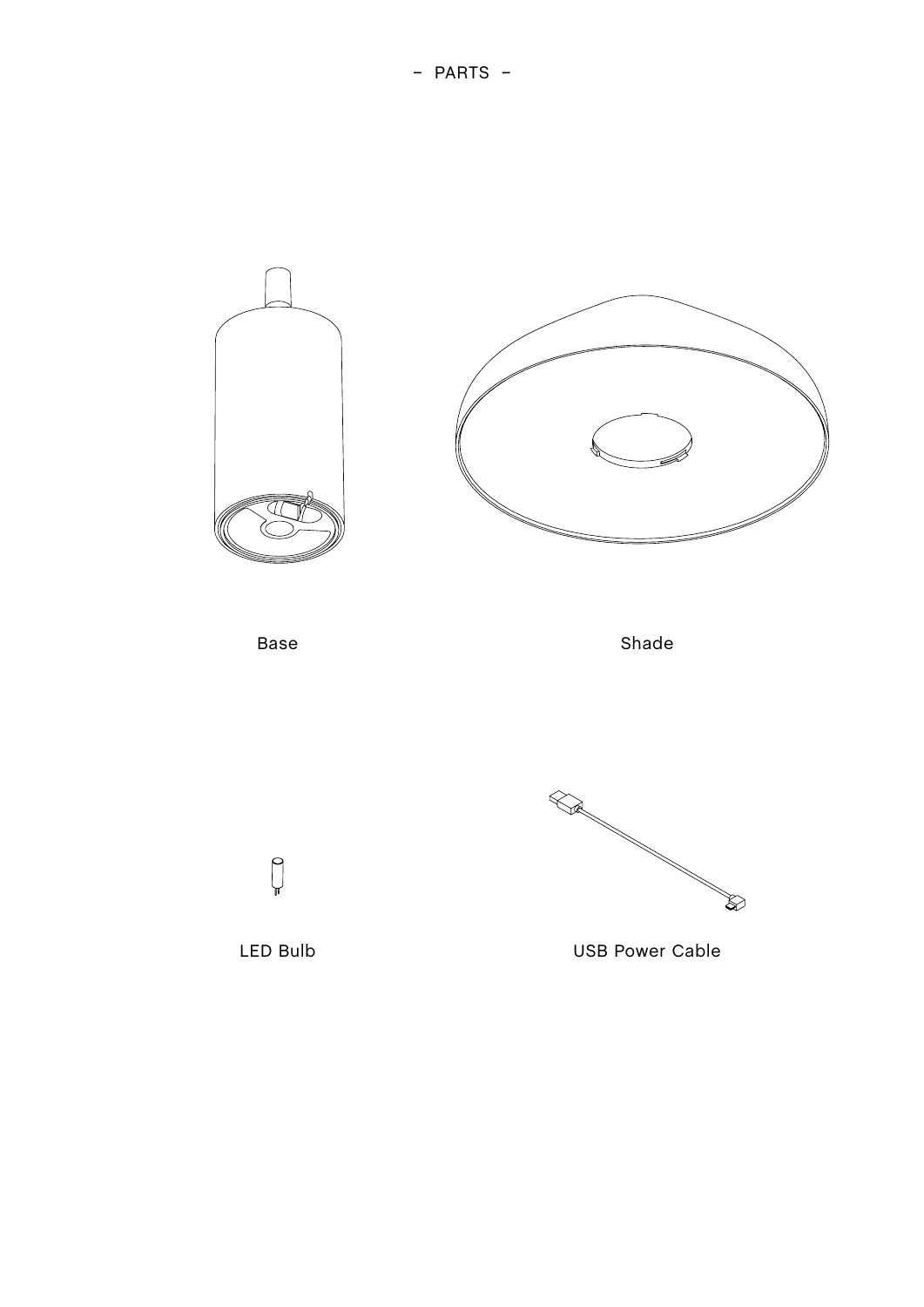# – PARTS –

Base

Shade

LED Bulb

USB Power Cable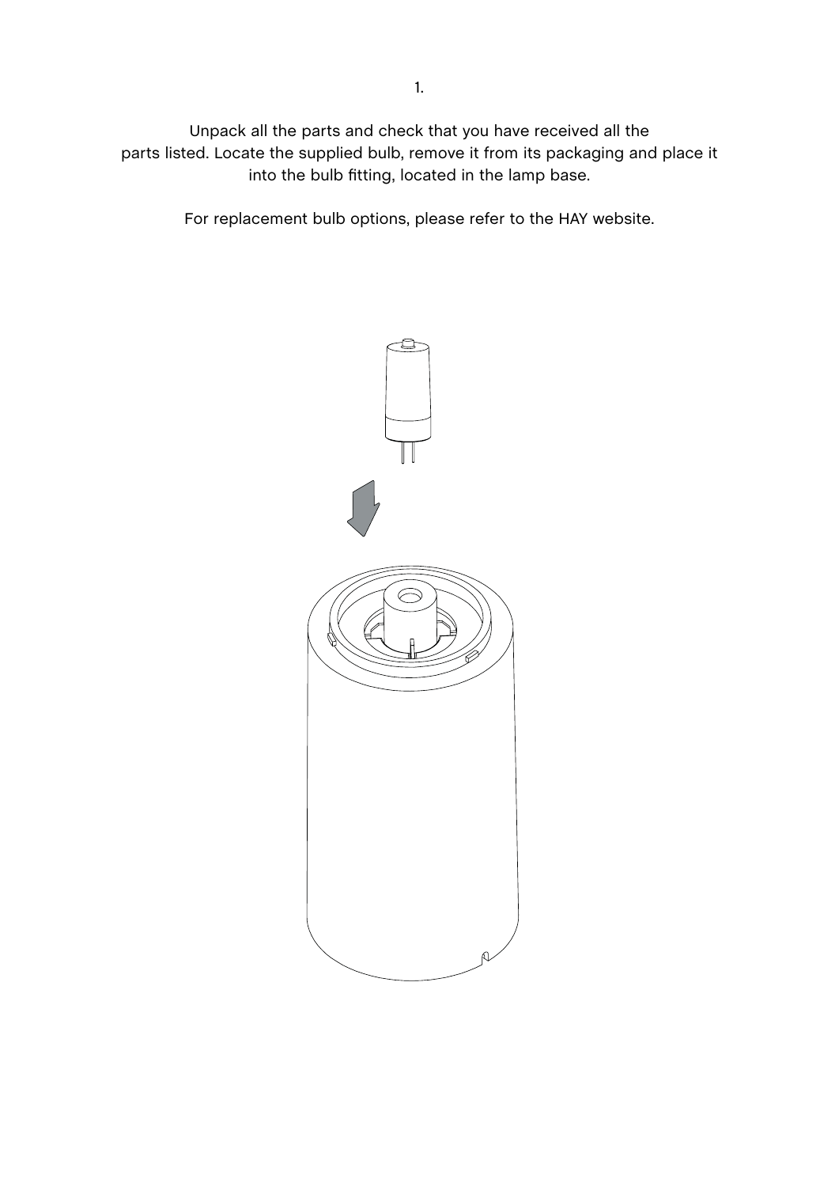1.

Unpack all the parts and check that you have received all the parts listed. Locate the supplied bulb, remove it from its packaging and place it into the bulb fitting, located in the lamp base.

For replacement bulb options, please refer to the HAY website.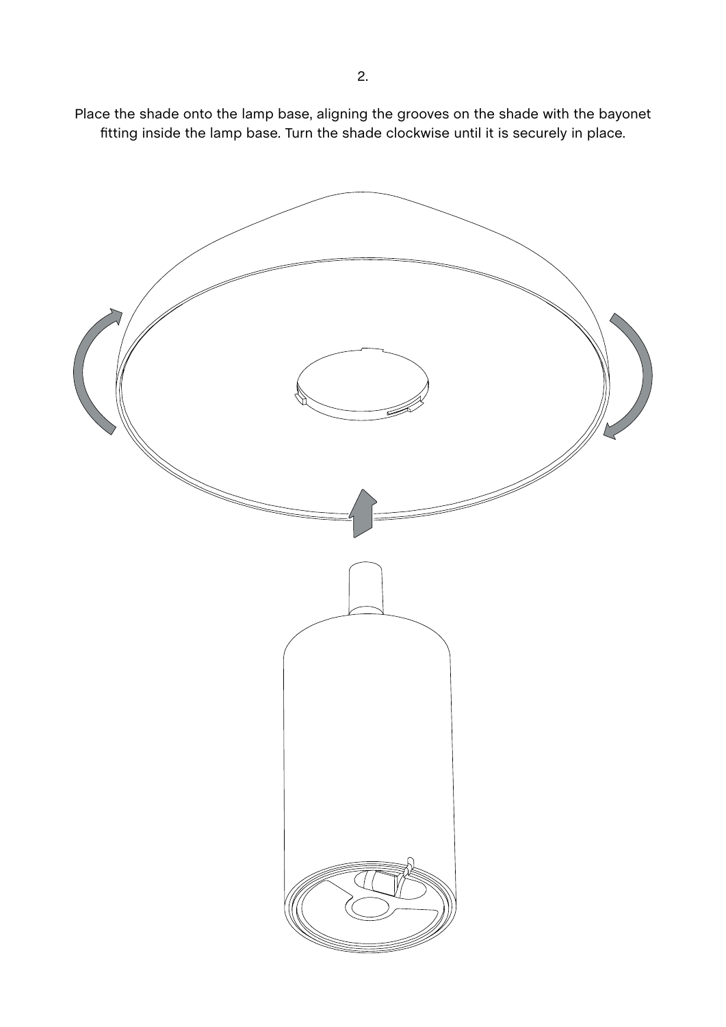2.

Place the shade onto the lamp base, aligning the grooves on the shade with the bayonet fitting inside the lamp base. Turn the shade clockwise until it is securely in place.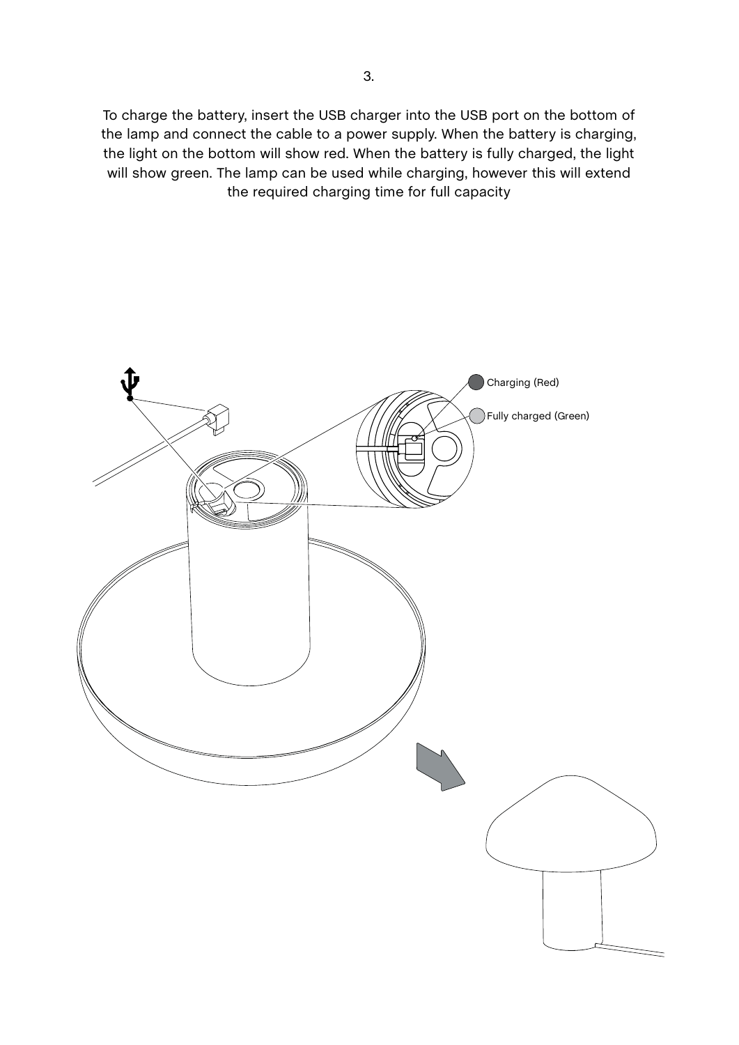3.

To charge the battery, insert the USB charger into the USB port on the bottom of the lamp and connect the cable to a power supply. When the battery is charging, the light on the bottom will show red. When the battery is fully charged, the light will show green. The lamp can be used while charging, however this will extend the required charging time for full capacity

Charging (Red)

Fully charged (Green)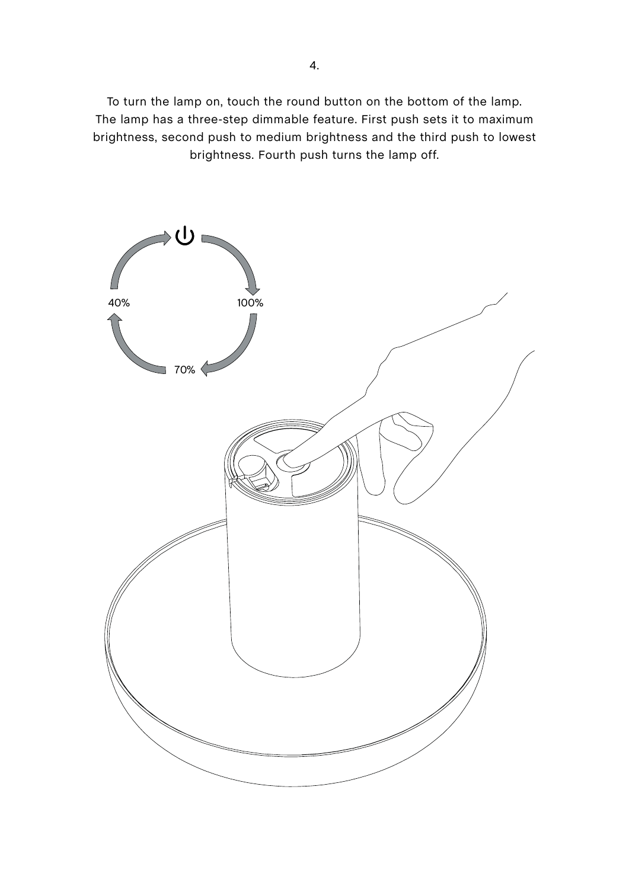4.

To turn the lamp on, touch the round button on the bottom of the lamp. The lamp has a three-step dimmable feature. First push sets it to maximum brightness, second push to medium brightness and the third push to lowest brightness. Fourth push turns the lamp off.

100%

70%

40%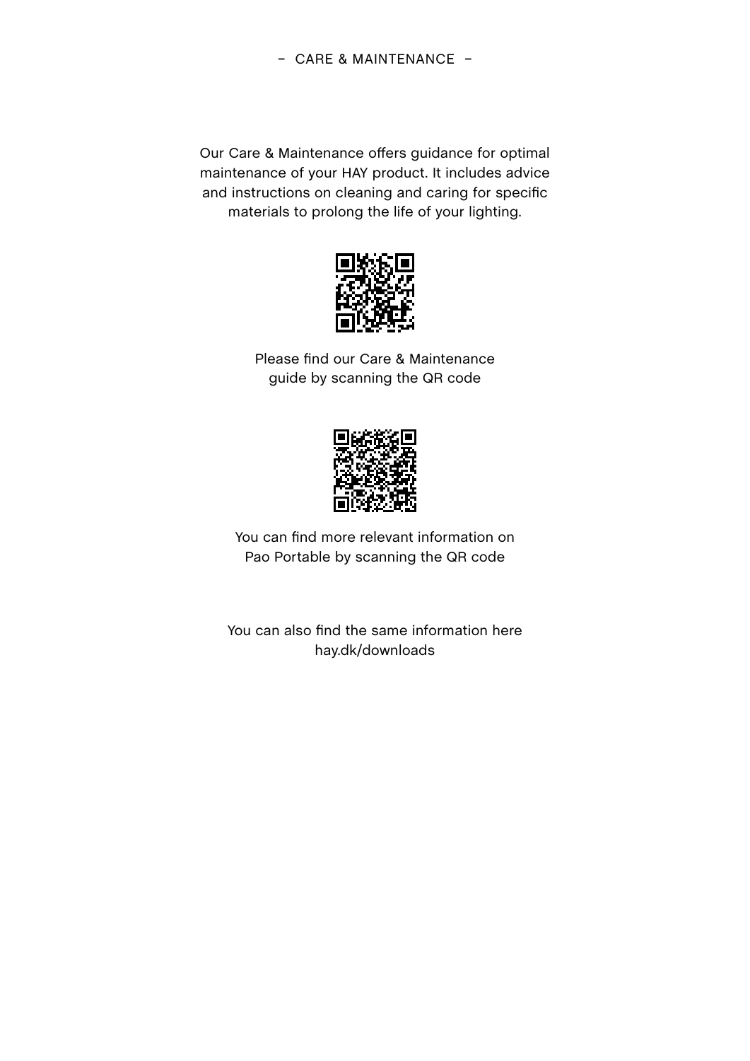# – CARE & MAINTENANCE –

Our Care & Maintenance offers guidance for optimal maintenance of your HAY product. It includes advice and instructions on cleaning and caring for specific materials to prolong the life of your lighting.

Please find our Care & Maintenance guide by scanning the QR code

You can find more relevant information on Pao Portable by scanning the QR code

You can also find the same information here hay.dk/downloads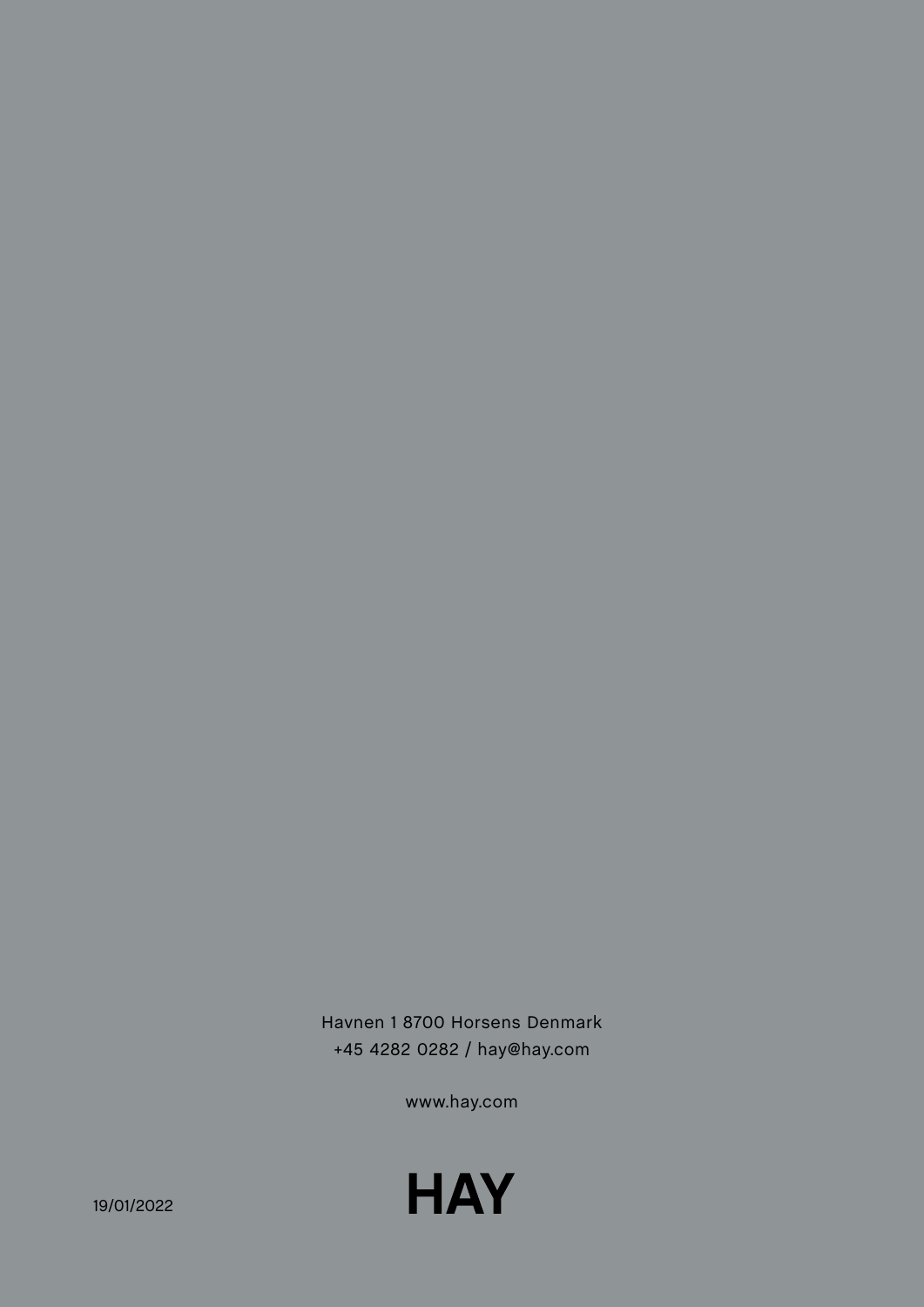Havnen 1 8700 Horsens Denmark
+45 4282 0282 / hay@hay.com

www.hay.com

19/01/2022

**HAY**